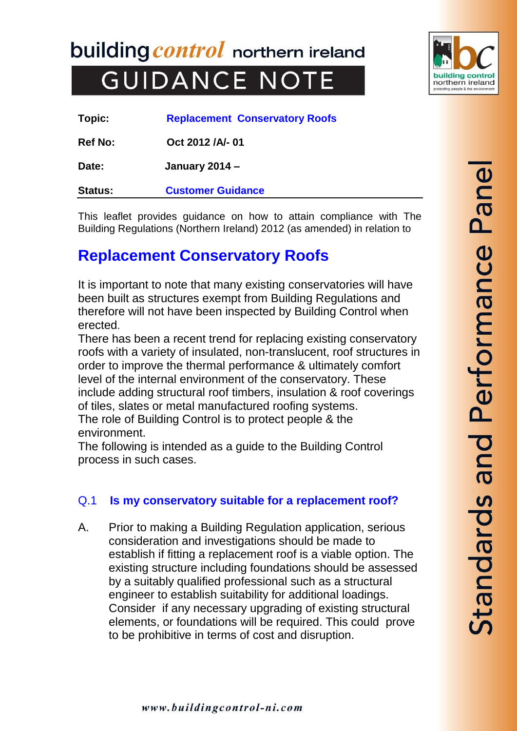# building control northern ireland

# GUIDANCE NOTE

| | |
|---|---|
| **Topic:** | **Replacement Conservatory Roofs** |
| **Ref No:** | **Oct 2012 /A/- 01** |
| **Date:** | **January 2014 –** |
| **Status:** | **Customer Guidance** |

This leaflet provides guidance on how to attain compliance with The Building Regulations (Northern Ireland) 2012 (as amended) in relation to

## Replacement Conservatory Roofs

It is important to note that many existing conservatories will have been built as structures exempt from Building Regulations and therefore will not have been inspected by Building Control when erected.

There has been a recent trend for replacing existing conservatory roofs with a variety of insulated, non-translucent, roof structures in order to improve the thermal performance & ultimately comfort level of the internal environment of the conservatory. These include adding structural roof timbers, insulation & roof coverings of tiles, slates or metal manufactured roofing systems.

The role of Building Control is to protect people & the environment.

The following is intended as a guide to the Building Control process in such cases.

### Q.1 Is my conservatory suitable for a replacement roof?

A. Prior to making a Building Regulation application, serious consideration and investigations should be made to establish if fitting a replacement roof is a viable option. The existing structure including foundations should be assessed by a suitably qualified professional such as a structural engineer to establish suitability for additional loadings. Consider if any necessary upgrading of existing structural elements, or foundations will be required. This could prove to be prohibitive in terms of cost and disruption.

Standards and Performance Panel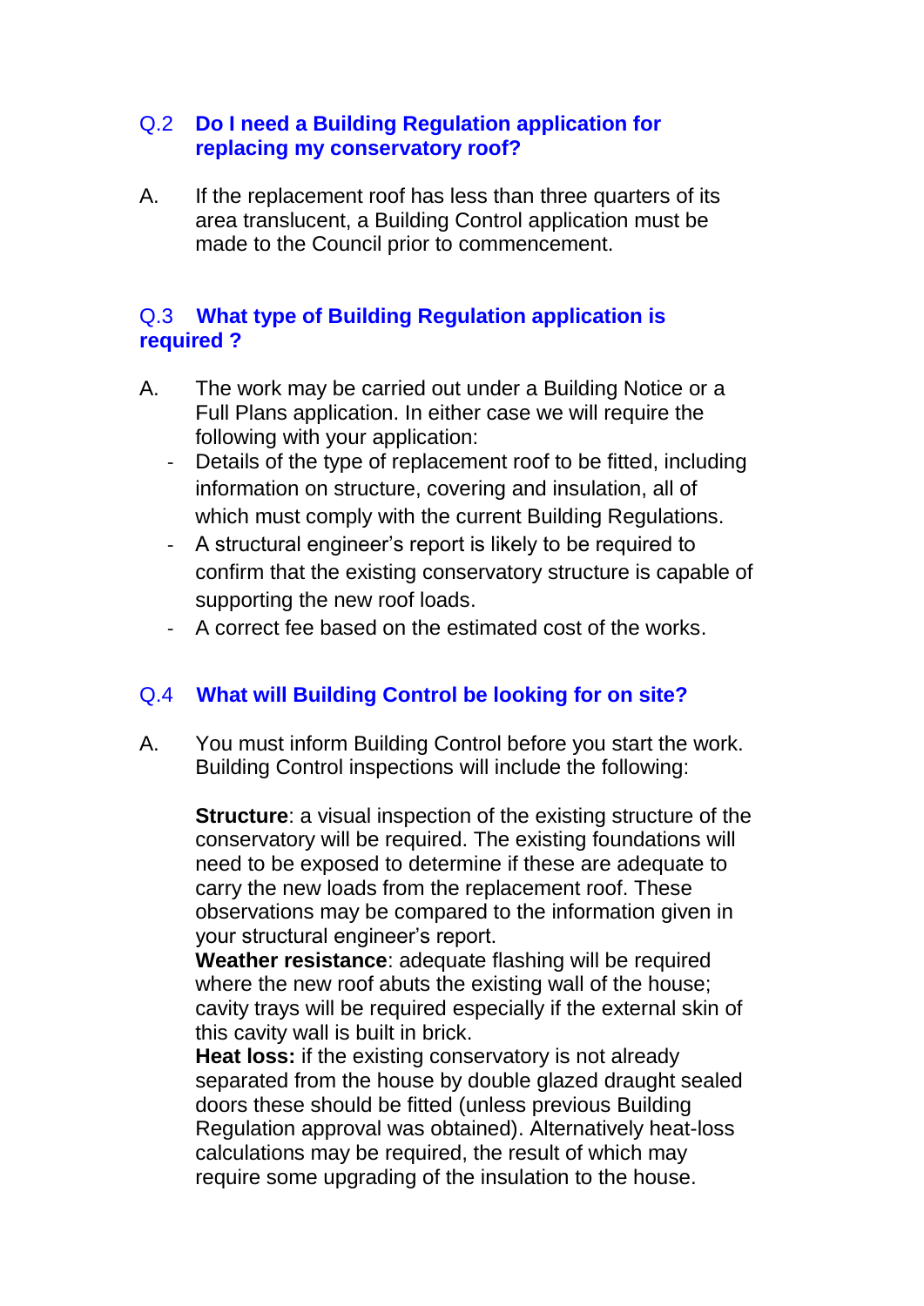### Q.2 Do I need a Building Regulation application for replacing my conservatory roof?

A. If the replacement roof has less than three quarters of its area translucent, a Building Control application must be made to the Council prior to commencement.

### Q.3 What type of Building Regulation application is required ?

A. The work may be carried out under a Building Notice or a Full Plans application. In either case we will require the following with your application:

- Details of the type of replacement roof to be fitted, including information on structure, covering and insulation, all of which must comply with the current Building Regulations.
- A structural engineer's report is likely to be required to confirm that the existing conservatory structure is capable of supporting the new roof loads.
- A correct fee based on the estimated cost of the works.

### Q.4 What will Building Control be looking for on site?

A. You must inform Building Control before you start the work. Building Control inspections will include the following:

**Structure**: a visual inspection of the existing structure of the conservatory will be required. The existing foundations will need to be exposed to determine if these are adequate to carry the new loads from the replacement roof. These observations may be compared to the information given in your structural engineer's report.
**Weather resistance**: adequate flashing will be required where the new roof abuts the existing wall of the house; cavity trays will be required especially if the external skin of this cavity wall is built in brick.
**Heat loss:** if the existing conservatory is not already separated from the house by double glazed draught sealed doors these should be fitted (unless previous Building Regulation approval was obtained). Alternatively heat-loss calculations may be required, the result of which may require some upgrading of the insulation to the house.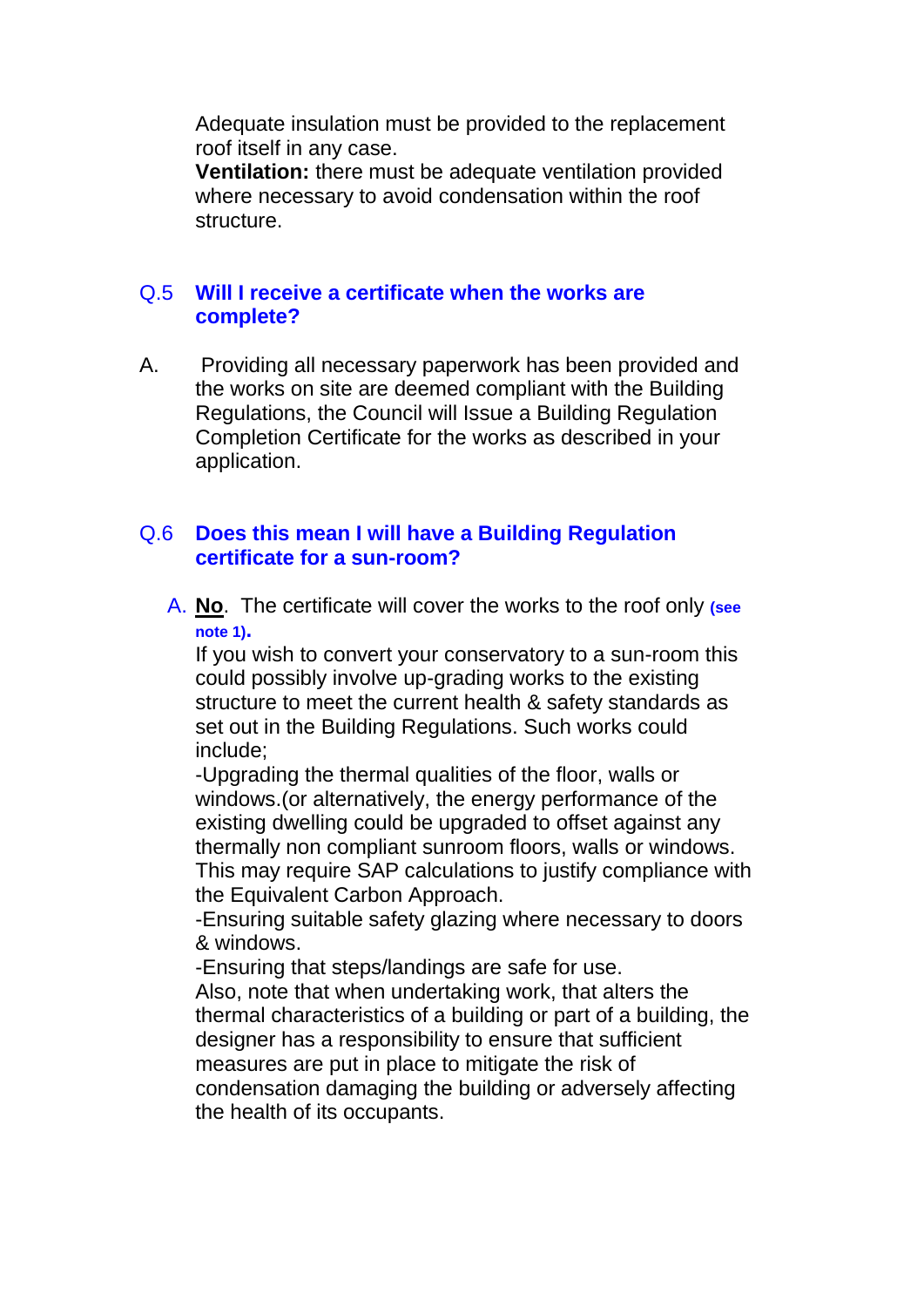Adequate insulation must be provided to the replacement roof itself in any case.

**Ventilation:** there must be adequate ventilation provided where necessary to avoid condensation within the roof structure.

### Q.5 Will I receive a certificate when the works are complete?

A. Providing all necessary paperwork has been provided and the works on site are deemed compliant with the Building Regulations, the Council will Issue a Building Regulation Completion Certificate for the works as described in your application.

### Q.6 Does this mean I will have a Building Regulation certificate for a sun-room?

A. **No**. The certificate will cover the works to the roof only **(see note 1).**

If you wish to convert your conservatory to a sun-room this could possibly involve up-grading works to the existing structure to meet the current health & safety standards as set out in the Building Regulations. Such works could include;

-Upgrading the thermal qualities of the floor, walls or windows.(or alternatively, the energy performance of the existing dwelling could be upgraded to offset against any thermally non compliant sunroom floors, walls or windows. This may require SAP calculations to justify compliance with the Equivalent Carbon Approach.

-Ensuring suitable safety glazing where necessary to doors & windows.

-Ensuring that steps/landings are safe for use.

Also, note that when undertaking work, that alters the thermal characteristics of a building or part of a building, the designer has a responsibility to ensure that sufficient measures are put in place to mitigate the risk of condensation damaging the building or adversely affecting the health of its occupants.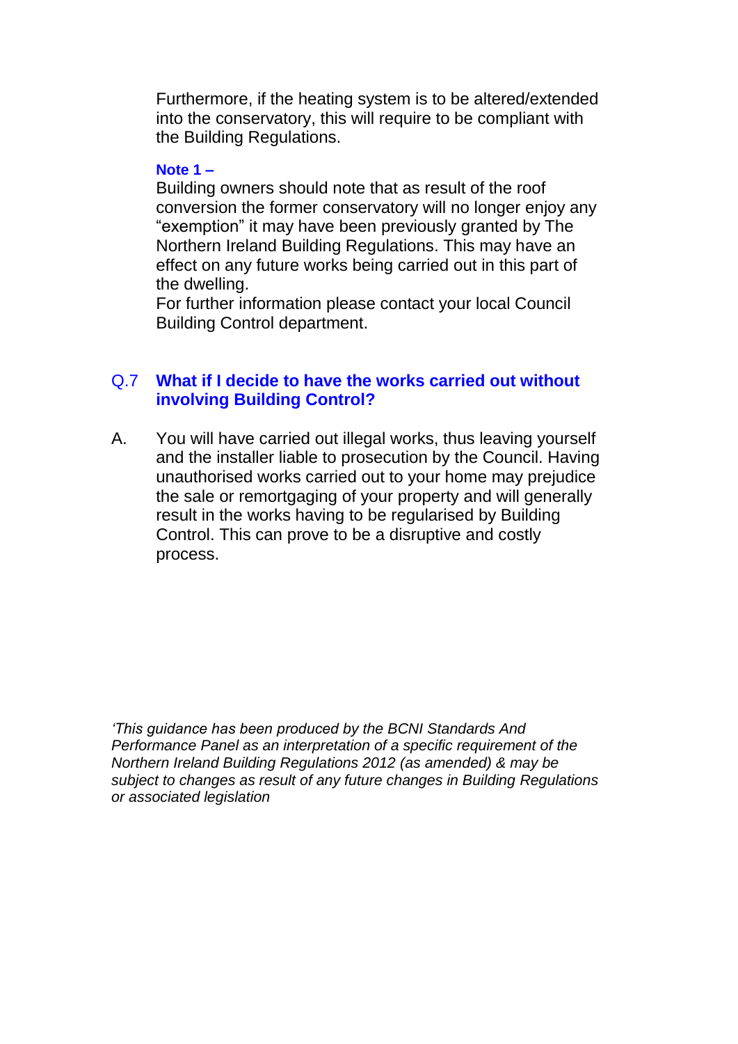Furthermore, if the heating system is to be altered/extended into the conservatory, this will require to be compliant with the Building Regulations.

**Note 1 –**

Building owners should note that as result of the roof conversion the former conservatory will no longer enjoy any “exemption” it may have been previously granted by The Northern Ireland Building Regulations. This may have an effect on any future works being carried out in this part of the dwelling.

For further information please contact your local Council Building Control department.

### Q.7 What if I decide to have the works carried out without involving Building Control?

A. You will have carried out illegal works, thus leaving yourself and the installer liable to prosecution by the Council. Having unauthorised works carried out to your home may prejudice the sale or remortgaging of your property and will generally result in the works having to be regularised by Building Control. This can prove to be a disruptive and costly process.

*‘This guidance has been produced by the BCNI Standards And Performance Panel as an interpretation of a specific requirement of the Northern Ireland Building Regulations 2012 (as amended) & may be subject to changes as result of any future changes in Building Regulations or associated legislation*